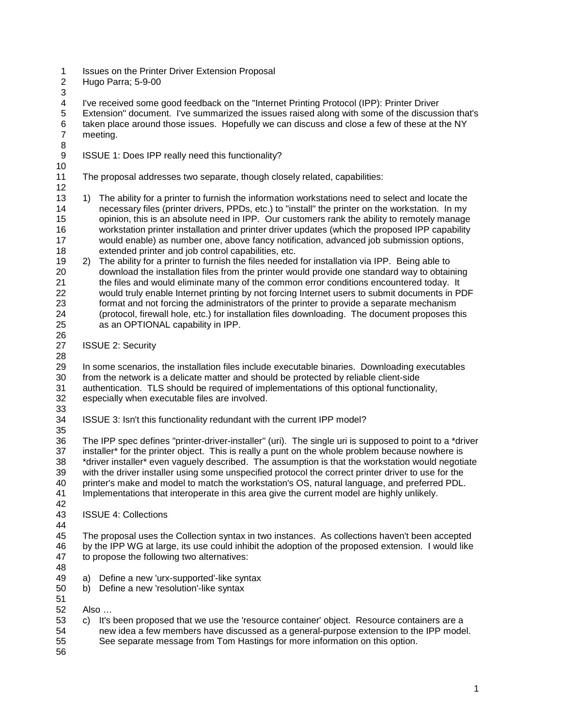Issues on the Printer Driver Extension Proposal
Hugo Parra; 5-9-00

I've received some good feedback on the "Internet Printing Protocol (IPP): Printer Driver Extension" document. I've summarized the issues raised along with some of the discussion that's taken place around those issues. Hopefully we can discuss and close a few of these at the NY meeting.

ISSUE 1: Does IPP really need this functionality?

The proposal addresses two separate, though closely related, capabilities:

1) The ability for a printer to furnish the information workstations need to select and locate the necessary files (printer drivers, PPDs, etc.) to "install" the printer on the workstation. In my opinion, this is an absolute need in IPP. Our customers rank the ability to remotely manage workstation printer installation and printer driver updates (which the proposed IPP capability would enable) as number one, above fancy notification, advanced job submission options, extended printer and job control capabilities, etc.
2) The ability for a printer to furnish the files needed for installation via IPP. Being able to download the installation files from the printer would provide one standard way to obtaining the files and would eliminate many of the common error conditions encountered today. It would truly enable Internet printing by not forcing Internet users to submit documents in PDF format and not forcing the administrators of the printer to provide a separate mechanism (protocol, firewall hole, etc.) for installation files downloading. The document proposes this as an OPTIONAL capability in IPP.

ISSUE 2: Security

In some scenarios, the installation files include executable binaries. Downloading executables from the network is a delicate matter and should be protected by reliable client-side authentication. TLS should be required of implementations of this optional functionality, especially when executable files are involved.

ISSUE 3: Isn't this functionality redundant with the current IPP model?

The IPP spec defines "printer-driver-installer" (uri). The single uri is supposed to point to a *driver installer* for the printer object. This is really a punt on the whole problem because nowhere is *driver installer* even vaguely described. The assumption is that the workstation would negotiate with the driver installer using some unspecified protocol the correct printer driver to use for the printer's make and model to match the workstation's OS, natural language, and preferred PDL. Implementations that interoperate in this area give the current model are highly unlikely.

ISSUE 4: Collections

The proposal uses the Collection syntax in two instances. As collections haven't been accepted by the IPP WG at large, its use could inhibit the adoption of the proposed extension. I would like to propose the following two alternatives:

a) Define a new 'urx-supported'-like syntax
b) Define a new 'resolution'-like syntax

Also …

c) It's been proposed that we use the 'resource container' object. Resource containers are a new idea a few members have discussed as a general-purpose extension to the IPP model. See separate message from Tom Hastings for more information on this option.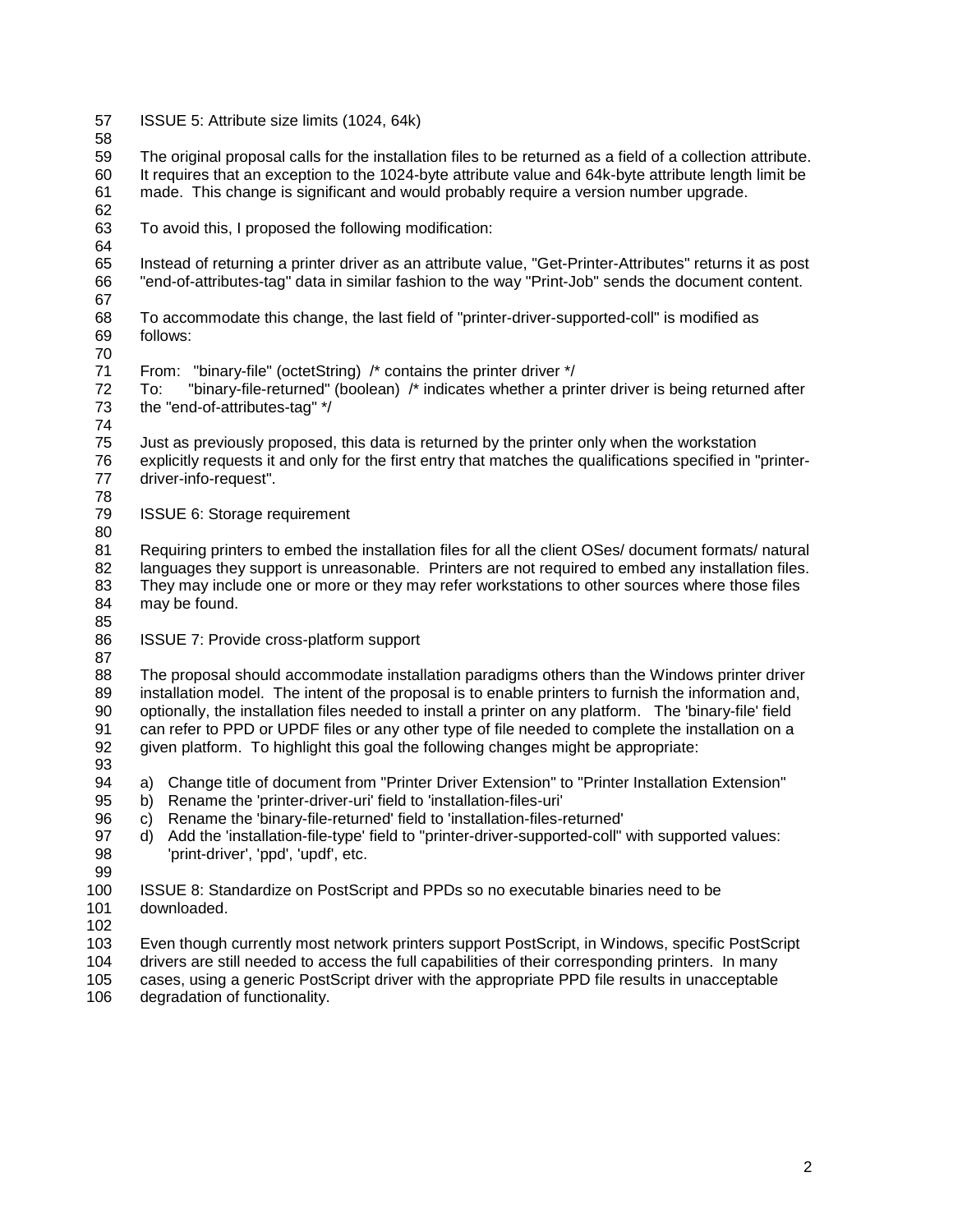ISSUE 5: Attribute size limits (1024, 64k)

The original proposal calls for the installation files to be returned as a field of a collection attribute. It requires that an exception to the 1024-byte attribute value and 64k-byte attribute length limit be made. This change is significant and would probably require a version number upgrade.

To avoid this, I proposed the following modification:

Instead of returning a printer driver as an attribute value, "Get-Printer-Attributes" returns it as post "end-of-attributes-tag" data in similar fashion to the way "Print-Job" sends the document content.

To accommodate this change, the last field of "printer-driver-supported-coll" is modified as follows:

From: "binary-file" (octetString) /* contains the printer driver */
To: "binary-file-returned" (boolean) /* indicates whether a printer driver is being returned after the "end-of-attributes-tag" */

Just as previously proposed, this data is returned by the printer only when the workstation explicitly requests it and only for the first entry that matches the qualifications specified in "printer-driver-info-request".

ISSUE 6: Storage requirement

Requiring printers to embed the installation files for all the client OSes/ document formats/ natural languages they support is unreasonable. Printers are not required to embed any installation files. They may include one or more or they may refer workstations to other sources where those files may be found.

ISSUE 7: Provide cross-platform support

The proposal should accommodate installation paradigms others than the Windows printer driver installation model. The intent of the proposal is to enable printers to furnish the information and, optionally, the installation files needed to install a printer on any platform. The 'binary-file' field can refer to PPD or UPDF files or any other type of file needed to complete the installation on a given platform. To highlight this goal the following changes might be appropriate:

a) Change title of document from "Printer Driver Extension" to "Printer Installation Extension"
b) Rename the 'printer-driver-uri' field to 'installation-files-uri'
c) Rename the 'binary-file-returned' field to 'installation-files-returned'
d) Add the 'installation-file-type' field to "printer-driver-supported-coll" with supported values: 'print-driver', 'ppd', 'updf', etc.

ISSUE 8: Standardize on PostScript and PPDs so no executable binaries need to be downloaded.

Even though currently most network printers support PostScript, in Windows, specific PostScript drivers are still needed to access the full capabilities of their corresponding printers. In many cases, using a generic PostScript driver with the appropriate PPD file results in unacceptable degradation of functionality.